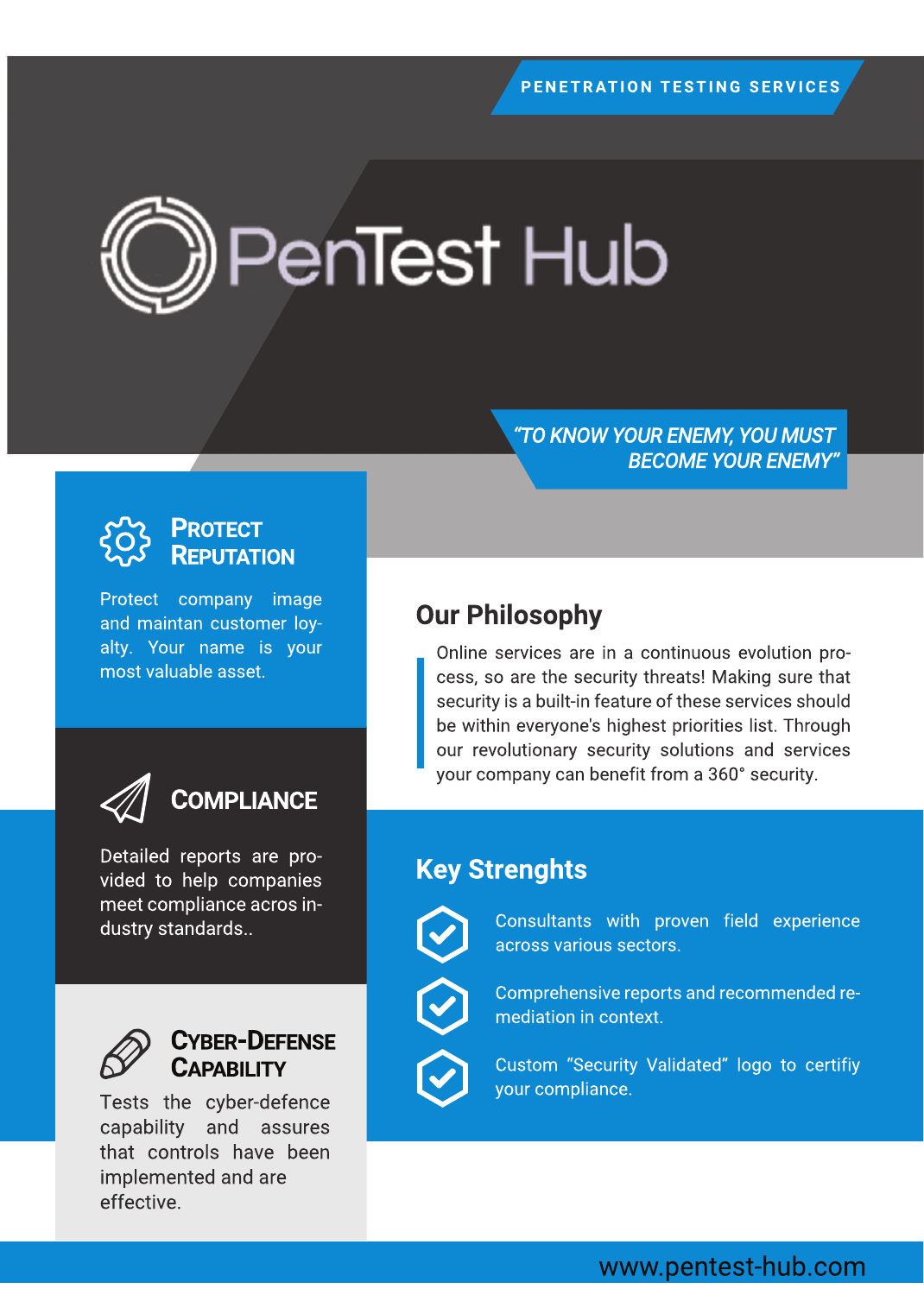PENETRATION TESTING SERVICES

# PenTest Hub

*"TO KNOW YOUR ENEMY, YOU MUST BECOME YOUR ENEMY"*

### Protect Reputation

Protect company image and maintan customer loyalty. Your name is your most valuable asset.

### Compliance

Detailed reports are provided to help companies meet compliance acros industry standards..

### Cyber-Defense Capability

Tests the cyber-defence capability and assures that controls have been implemented and are effective.

## Our Philosophy

Online services are in a continuous evolution process, so are the security threats! Making sure that security is a built-in feature of these services should be within everyone's highest priorities list. Through our revolutionary security solutions and services your company can benefit from a 360° security.

## Key Strenghts

- Consultants with proven field experience across various sectors.
- Comprehensive reports and recommended remediation in context.
- Custom "Security Validated" logo to certifiy your compliance.

www.pentest-hub.com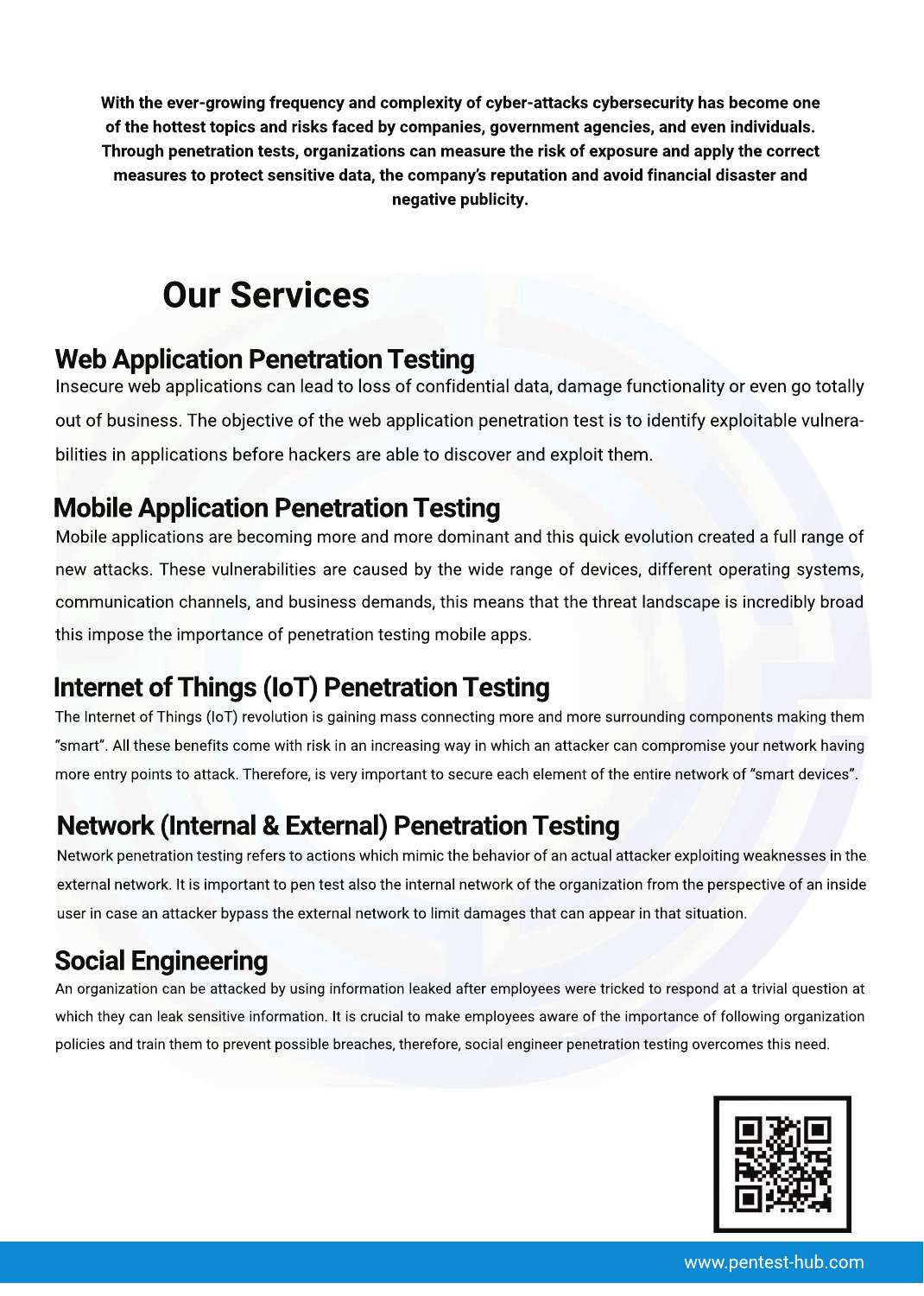**With the ever-growing frequency and complexity of cyber-attacks cybersecurity has become one of the hottest topics and risks faced by companies, government agencies, and even individuals. Through penetration tests, organizations can measure the risk of exposure and apply the correct measures to protect sensitive data, the company's reputation and avoid financial disaster and negative publicity.**

# Our Services

## Web Application Penetration Testing

Insecure web applications can lead to loss of confidential data, damage functionality or even go totally out of business. The objective of the web application penetration test is to identify exploitable vulnerabilities in applications before hackers are able to discover and exploit them.

## Mobile Application Penetration Testing

Mobile applications are becoming more and more dominant and this quick evolution created a full range of new attacks. These vulnerabilities are caused by the wide range of devices, different operating systems, communication channels, and business demands, this means that the threat landscape is incredibly broad this impose the importance of penetration testing mobile apps.

## Internet of Things (IoT) Penetration Testing

The Internet of Things (IoT) revolution is gaining mass connecting more and more surrounding components making them "smart". All these benefits come with risk in an increasing way in which an attacker can compromise your network having more entry points to attack. Therefore, is very important to secure each element of the entire network of "smart devices".

## Network (Internal & External) Penetration Testing

Network penetration testing refers to actions which mimic the behavior of an actual attacker exploiting weaknesses in the external network. It is important to pen test also the internal network of the organization from the perspective of an inside user in case an attacker bypass the external network to limit damages that can appear in that situation.

## Social Engineering

An organization can be attacked by using information leaked after employees were tricked to respond at a trivial question at which they can leak sensitive information. It is crucial to make employees aware of the importance of following organization policies and train them to prevent possible breaches, therefore, social engineer penetration testing overcomes this need.

www.pentest-hub.com